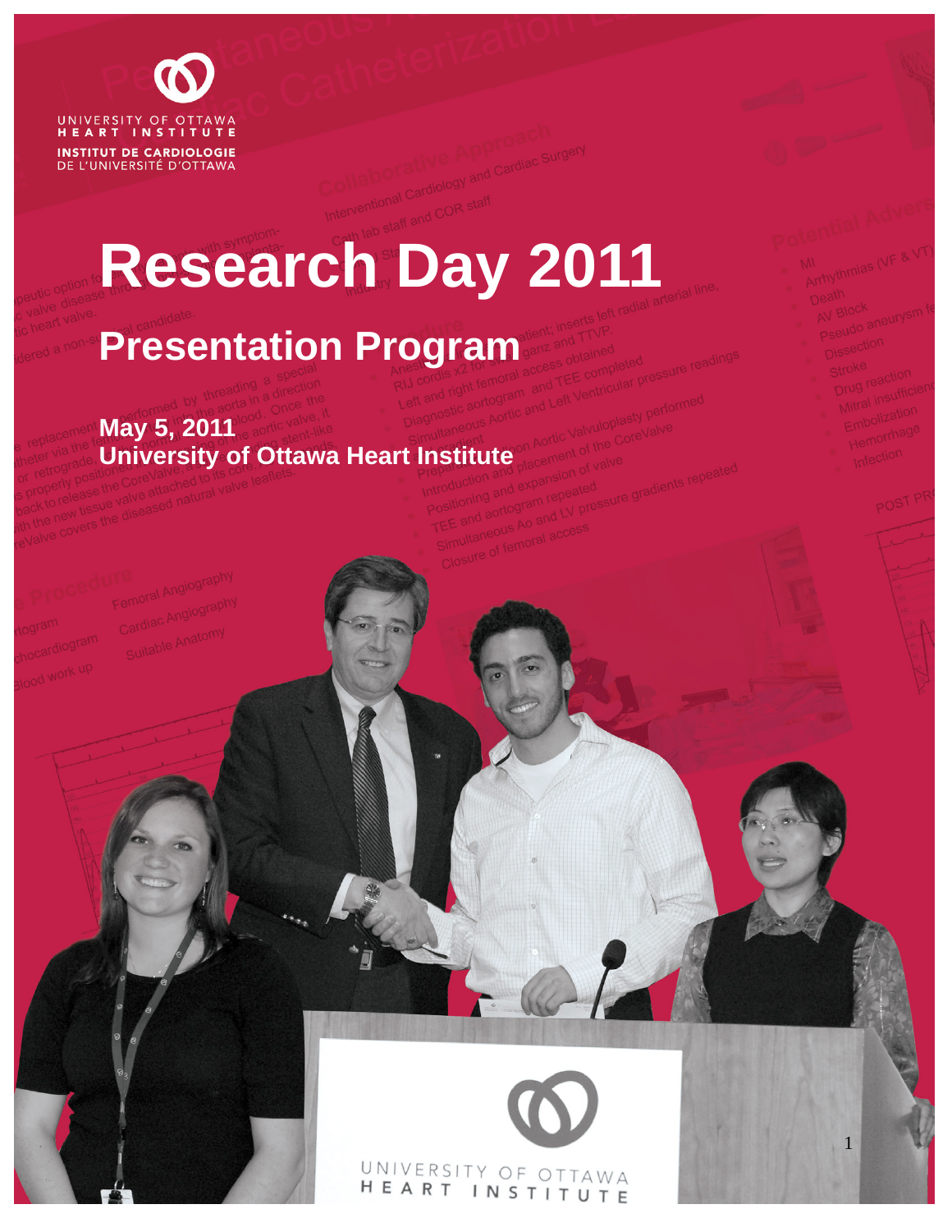UNIVERSITY OF OTTAWA
HEART INSTITUTE

INSTITUT DE CARDIOLOGIE
DE L'UNIVERSITÉ D'OTTAWA

# Research Day 2011

## Presentation Program

**May 5, 2011**
**University of Ottawa Heart Institute**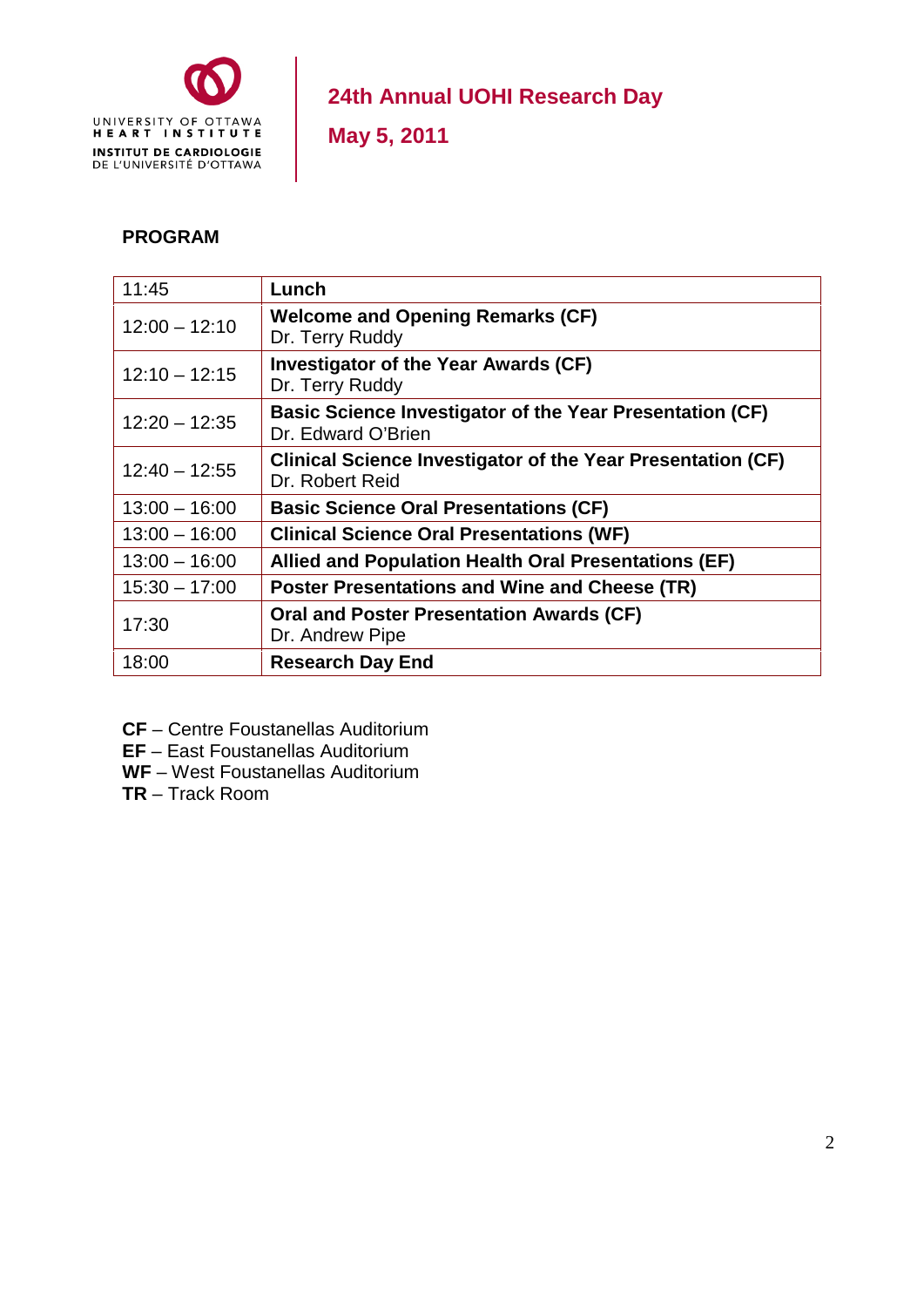UNIVERSITY OF OTTAWA
HEART INSTITUTE
INSTITUT DE CARDIOLOGIE
DE L'UNIVERSITÉ D'OTTAWA

# 24th Annual UOHI Research Day

## May 5, 2011

### PROGRAM

| | |
|---|---|
| 11:45 | **Lunch** |
| 12:00 – 12:10 | **Welcome and Opening Remarks (CF)**<br>Dr. Terry Ruddy |
| 12:10 – 12:15 | **Investigator of the Year Awards (CF)**<br>Dr. Terry Ruddy |
| 12:20 – 12:35 | **Basic Science Investigator of the Year Presentation (CF)**<br>Dr. Edward O'Brien |
| 12:40 – 12:55 | **Clinical Science Investigator of the Year Presentation (CF)**<br>Dr. Robert Reid |
| 13:00 – 16:00 | **Basic Science Oral Presentations (CF)** |
| 13:00 – 16:00 | **Clinical Science Oral Presentations (WF)** |
| 13:00 – 16:00 | **Allied and Population Health Oral Presentations (EF)** |
| 15:30 – 17:00 | **Poster Presentations and Wine and Cheese (TR)** |
| 17:30 | **Oral and Poster Presentation Awards (CF)**<br>Dr. Andrew Pipe |
| 18:00 | **Research Day End** |

**CF** – Centre Foustanellas Auditorium
**EF** – East Foustanellas Auditorium
**WF** – West Foustanellas Auditorium
**TR** – Track Room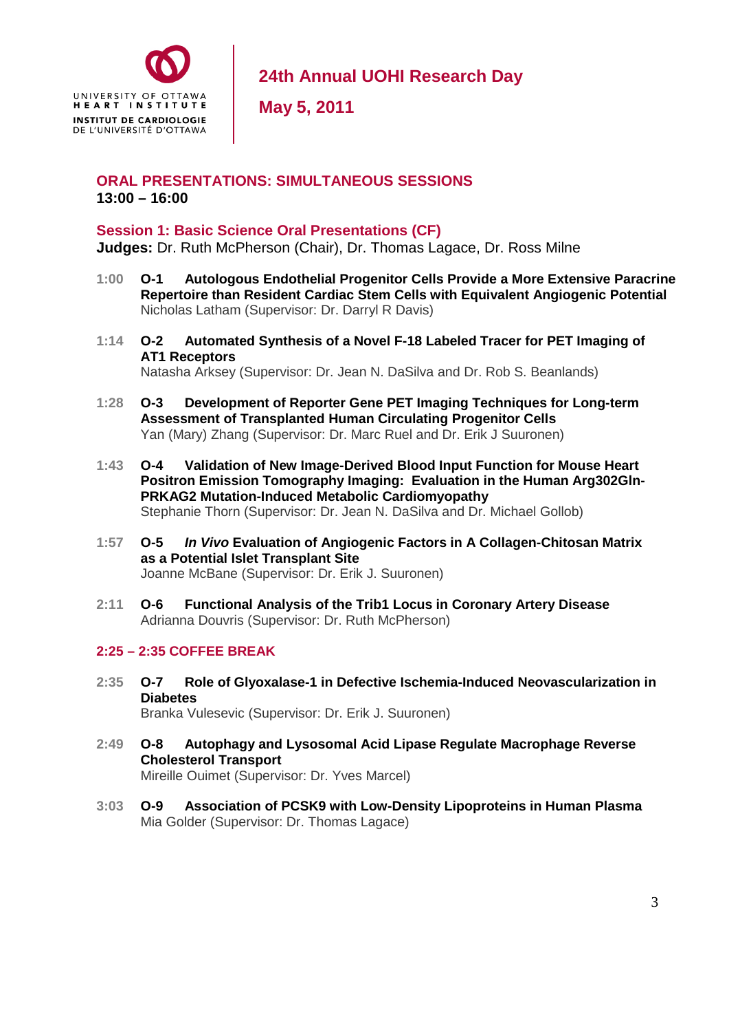**24th Annual UOHI Research Day**

**May 5, 2011**

## ORAL PRESENTATIONS: SIMULTANEOUS SESSIONS
**13:00 – 16:00**

### Session 1: Basic Science Oral Presentations (CF)
**Judges:** Dr. Ruth McPherson (Chair), Dr. Thomas Lagace, Dr. Ross Milne

**1:00** **O-1** **Autologous Endothelial Progenitor Cells Provide a More Extensive Paracrine Repertoire than Resident Cardiac Stem Cells with Equivalent Angiogenic Potential**
Nicholas Latham (Supervisor: Dr. Darryl R Davis)

**1:14** **O-2** **Automated Synthesis of a Novel F-18 Labeled Tracer for PET Imaging of AT1 Receptors**
Natasha Arksey (Supervisor: Dr. Jean N. DaSilva and Dr. Rob S. Beanlands)

**1:28** **O-3** **Development of Reporter Gene PET Imaging Techniques for Long-term Assessment of Transplanted Human Circulating Progenitor Cells**
Yan (Mary) Zhang (Supervisor: Dr. Marc Ruel and Dr. Erik J Suuronen)

**1:43** **O-4** **Validation of New Image-Derived Blood Input Function for Mouse Heart Positron Emission Tomography Imaging: Evaluation in the Human Arg302Gln-PRKAG2 Mutation-Induced Metabolic Cardiomyopathy**
Stephanie Thorn (Supervisor: Dr. Jean N. DaSilva and Dr. Michael Gollob)

**1:57** **O-5** ***In Vivo* Evaluation of Angiogenic Factors in A Collagen-Chitosan Matrix as a Potential Islet Transplant Site**
Joanne McBane (Supervisor: Dr. Erik J. Suuronen)

**2:11** **O-6** **Functional Analysis of the Trib1 Locus in Coronary Artery Disease**
Adrianna Douvris (Supervisor: Dr. Ruth McPherson)

**2:25 – 2:35 COFFEE BREAK**

**2:35** **O-7** **Role of Glyoxalase-1 in Defective Ischemia-Induced Neovascularization in Diabetes**
Branka Vulesevic (Supervisor: Dr. Erik J. Suuronen)

**2:49** **O-8** **Autophagy and Lysosomal Acid Lipase Regulate Macrophage Reverse Cholesterol Transport**
Mireille Ouimet (Supervisor: Dr. Yves Marcel)

**3:03** **O-9** **Association of PCSK9 with Low-Density Lipoproteins in Human Plasma**
Mia Golder (Supervisor: Dr. Thomas Lagace)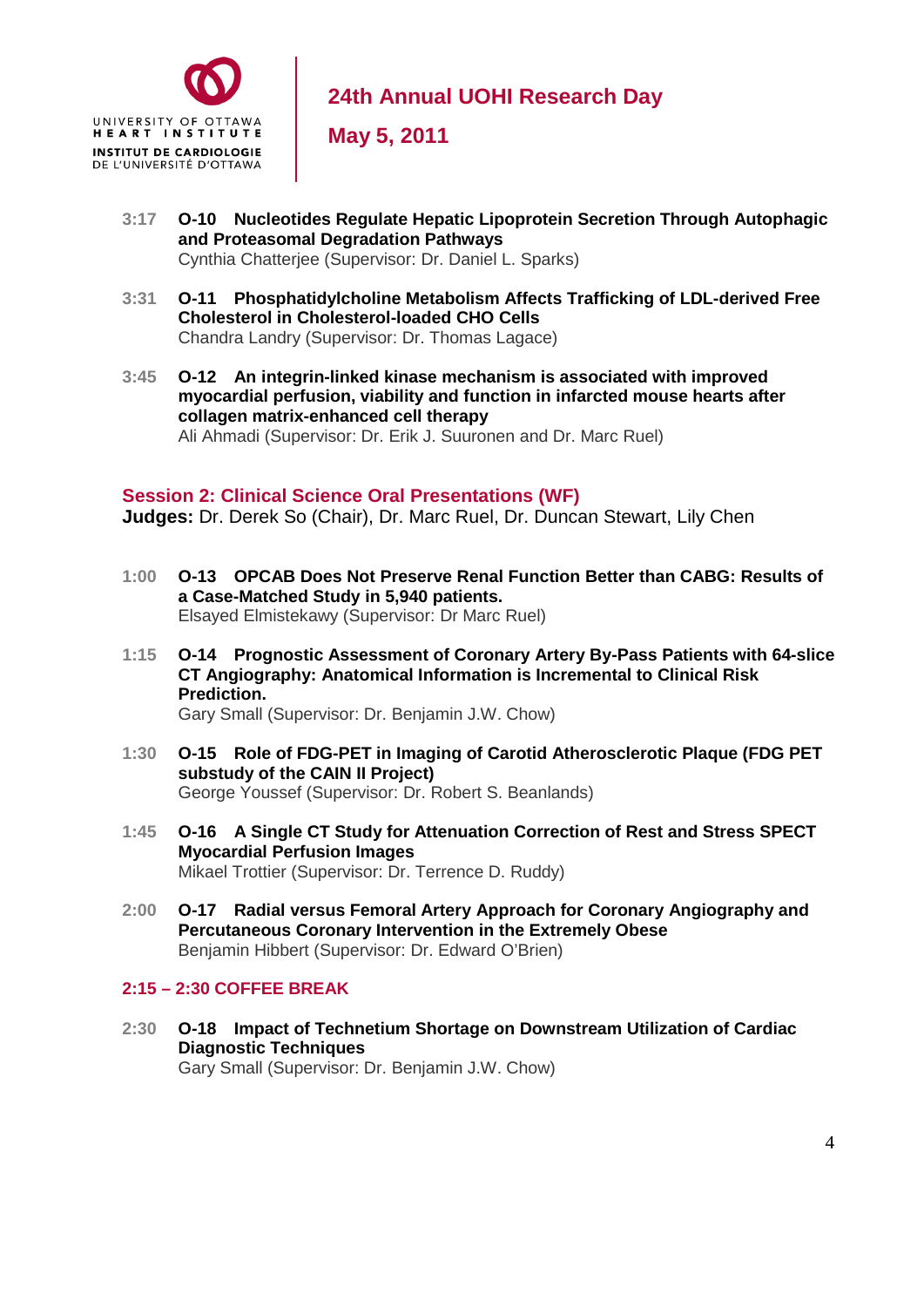**3:17** **O-10 Nucleotides Regulate Hepatic Lipoprotein Secretion Through Autophagic and Proteasomal Degradation Pathways**
Cynthia Chatterjee (Supervisor: Dr. Daniel L. Sparks)

**3:31** **O-11 Phosphatidylcholine Metabolism Affects Trafficking of LDL-derived Free Cholesterol in Cholesterol-loaded CHO Cells**
Chandra Landry (Supervisor: Dr. Thomas Lagace)

**3:45** **O-12 An integrin-linked kinase mechanism is associated with improved myocardial perfusion, viability and function in infarcted mouse hearts after collagen matrix-enhanced cell therapy**
Ali Ahmadi (Supervisor: Dr. Erik J. Suuronen and Dr. Marc Ruel)

## Session 2: Clinical Science Oral Presentations (WF)

**Judges:** Dr. Derek So (Chair), Dr. Marc Ruel, Dr. Duncan Stewart, Lily Chen

**1:00** **O-13 OPCAB Does Not Preserve Renal Function Better than CABG: Results of a Case-Matched Study in 5,940 patients.**
Elsayed Elmistekawy (Supervisor: Dr Marc Ruel)

**1:15** **O-14 Prognostic Assessment of Coronary Artery By-Pass Patients with 64-slice CT Angiography: Anatomical Information is Incremental to Clinical Risk Prediction.**
Gary Small (Supervisor: Dr. Benjamin J.W. Chow)

**1:30** **O-15 Role of FDG-PET in Imaging of Carotid Atherosclerotic Plaque (FDG PET substudy of the CAIN II Project)**
George Youssef (Supervisor: Dr. Robert S. Beanlands)

**1:45** **O-16 A Single CT Study for Attenuation Correction of Rest and Stress SPECT Myocardial Perfusion Images**
Mikael Trottier (Supervisor: Dr. Terrence D. Ruddy)

**2:00** **O-17 Radial versus Femoral Artery Approach for Coronary Angiography and Percutaneous Coronary Intervention in the Extremely Obese**
Benjamin Hibbert (Supervisor: Dr. Edward O'Brien)

### 2:15 – 2:30 COFFEE BREAK

**2:30** **O-18 Impact of Technetium Shortage on Downstream Utilization of Cardiac Diagnostic Techniques**
Gary Small (Supervisor: Dr. Benjamin J.W. Chow)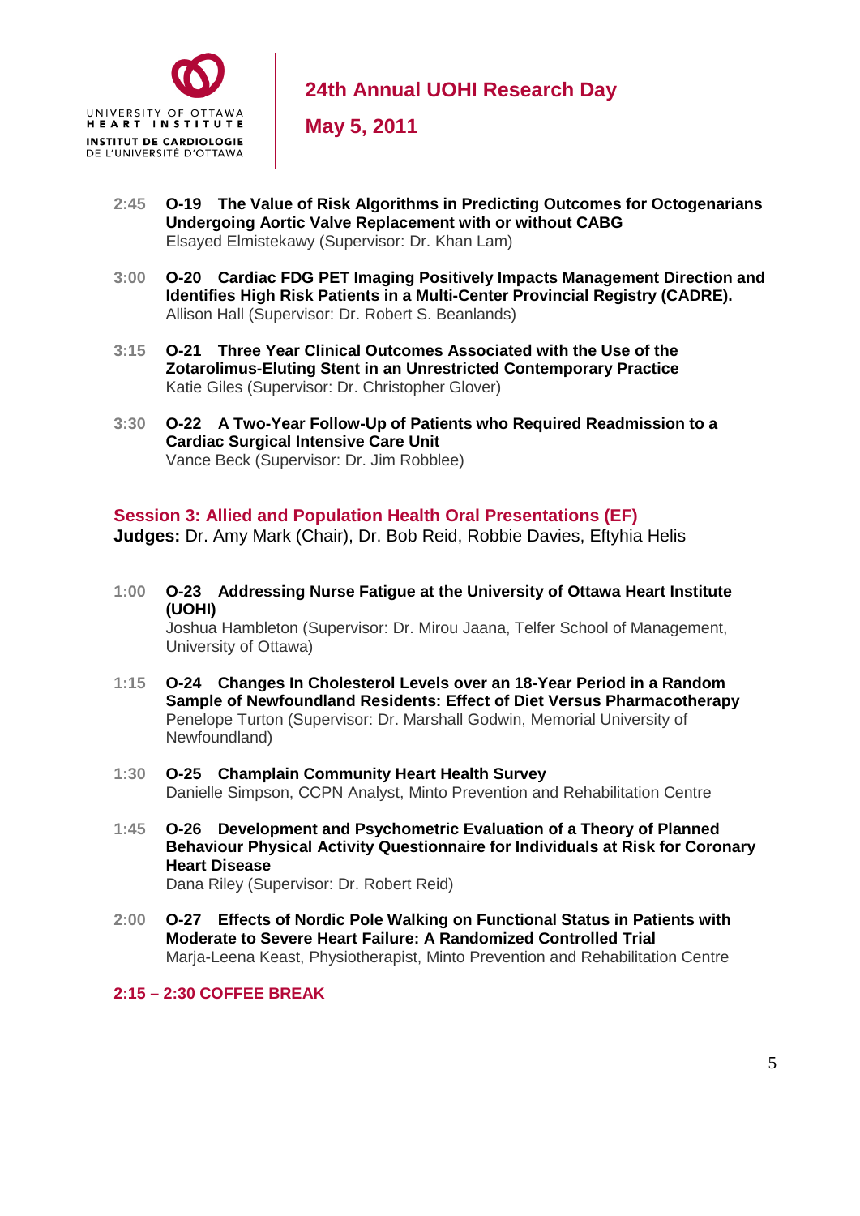**2:45** **O-19 The Value of Risk Algorithms in Predicting Outcomes for Octogenarians Undergoing Aortic Valve Replacement with or without CABG**
Elsayed Elmistekawy (Supervisor: Dr. Khan Lam)

**3:00** **O-20 Cardiac FDG PET Imaging Positively Impacts Management Direction and Identifies High Risk Patients in a Multi-Center Provincial Registry (CADRE).**
Allison Hall (Supervisor: Dr. Robert S. Beanlands)

**3:15** **O-21 Three Year Clinical Outcomes Associated with the Use of the Zotarolimus-Eluting Stent in an Unrestricted Contemporary Practice**
Katie Giles (Supervisor: Dr. Christopher Glover)

**3:30** **O-22 A Two-Year Follow-Up of Patients who Required Readmission to a Cardiac Surgical Intensive Care Unit**
Vance Beck (Supervisor: Dr. Jim Robblee)

## Session 3: Allied and Population Health Oral Presentations (EF)

**Judges:** Dr. Amy Mark (Chair), Dr. Bob Reid, Robbie Davies, Eftyhia Helis

**1:00** **O-23 Addressing Nurse Fatigue at the University of Ottawa Heart Institute (UOHI)**
Joshua Hambleton (Supervisor: Dr. Mirou Jaana, Telfer School of Management, University of Ottawa)

**1:15** **O-24 Changes In Cholesterol Levels over an 18-Year Period in a Random Sample of Newfoundland Residents: Effect of Diet Versus Pharmacotherapy**
Penelope Turton (Supervisor: Dr. Marshall Godwin, Memorial University of Newfoundland)

**1:30** **O-25 Champlain Community Heart Health Survey**
Danielle Simpson, CCPN Analyst, Minto Prevention and Rehabilitation Centre

**1:45** **O-26 Development and Psychometric Evaluation of a Theory of Planned Behaviour Physical Activity Questionnaire for Individuals at Risk for Coronary Heart Disease**
Dana Riley (Supervisor: Dr. Robert Reid)

**2:00** **O-27 Effects of Nordic Pole Walking on Functional Status in Patients with Moderate to Severe Heart Failure: A Randomized Controlled Trial**
Marja-Leena Keast, Physiotherapist, Minto Prevention and Rehabilitation Centre

**2:15 – 2:30 COFFEE BREAK**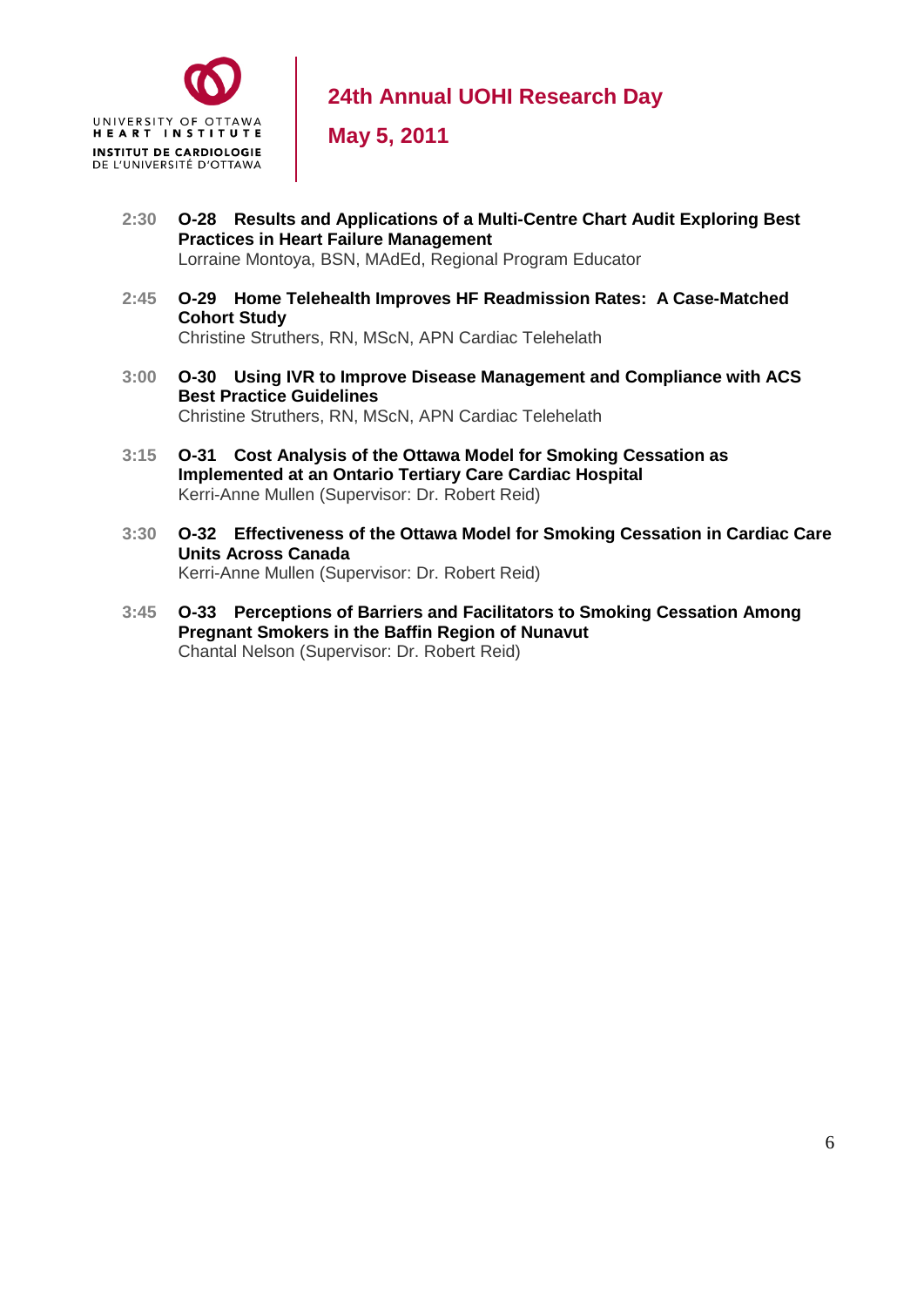- **2:30** **O-28 Results and Applications of a Multi-Centre Chart Audit Exploring Best Practices in Heart Failure Management**
  Lorraine Montoya, BSN, MAdEd, Regional Program Educator

- **2:45** **O-29 Home Telehealth Improves HF Readmission Rates: A Case-Matched Cohort Study**
  Christine Struthers, RN, MScN, APN Cardiac Telehelath

- **3:00** **O-30 Using IVR to Improve Disease Management and Compliance with ACS Best Practice Guidelines**
  Christine Struthers, RN, MScN, APN Cardiac Telehelath

- **3:15** **O-31 Cost Analysis of the Ottawa Model for Smoking Cessation as Implemented at an Ontario Tertiary Care Cardiac Hospital**
  Kerri-Anne Mullen (Supervisor: Dr. Robert Reid)

- **3:30** **O-32 Effectiveness of the Ottawa Model for Smoking Cessation in Cardiac Care Units Across Canada**
  Kerri-Anne Mullen (Supervisor: Dr. Robert Reid)

- **3:45** **O-33 Perceptions of Barriers and Facilitators to Smoking Cessation Among Pregnant Smokers in the Baffin Region of Nunavut**
  Chantal Nelson (Supervisor: Dr. Robert Reid)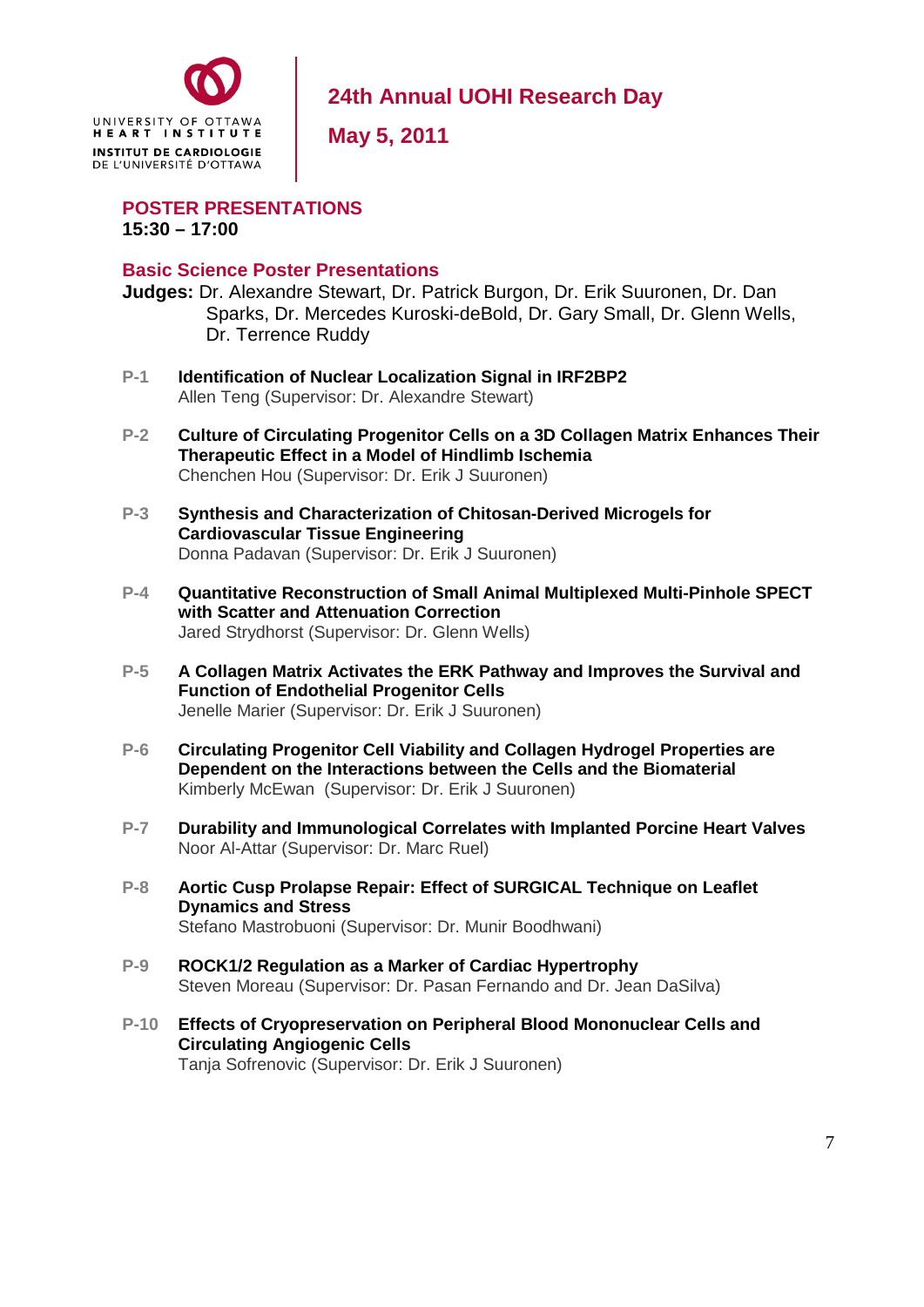**UNIVERSITY OF OTTAWA HEART INSTITUTE**
**INSTITUT DE CARDIOLOGIE DE L'UNIVERSITÉ D'OTTAWA**

# 24th Annual UOHI Research Day

## May 5, 2011

## POSTER PRESENTATIONS

**15:30 – 17:00**

### Basic Science Poster Presentations

**Judges:** Dr. Alexandre Stewart, Dr. Patrick Burgon, Dr. Erik Suuronen, Dr. Dan Sparks, Dr. Mercedes Kuroski-deBold, Dr. Gary Small, Dr. Glenn Wells, Dr. Terrence Ruddy

**P-1** **Identification of Nuclear Localization Signal in IRF2BP2**
Allen Teng (Supervisor: Dr. Alexandre Stewart)

**P-2** **Culture of Circulating Progenitor Cells on a 3D Collagen Matrix Enhances Their Therapeutic Effect in a Model of Hindlimb Ischemia**
Chenchen Hou (Supervisor: Dr. Erik J Suuronen)

**P-3** **Synthesis and Characterization of Chitosan-Derived Microgels for Cardiovascular Tissue Engineering**
Donna Padavan (Supervisor: Dr. Erik J Suuronen)

**P-4** **Quantitative Reconstruction of Small Animal Multiplexed Multi-Pinhole SPECT with Scatter and Attenuation Correction**
Jared Strydhorst (Supervisor: Dr. Glenn Wells)

**P-5** **A Collagen Matrix Activates the ERK Pathway and Improves the Survival and Function of Endothelial Progenitor Cells**
Jenelle Marier (Supervisor: Dr. Erik J Suuronen)

**P-6** **Circulating Progenitor Cell Viability and Collagen Hydrogel Properties are Dependent on the Interactions between the Cells and the Biomaterial**
Kimberly McEwan (Supervisor: Dr. Erik J Suuronen)

**P-7** **Durability and Immunological Correlates with Implanted Porcine Heart Valves**
Noor Al-Attar (Supervisor: Dr. Marc Ruel)

**P-8** **Aortic Cusp Prolapse Repair: Effect of SURGICAL Technique on Leaflet Dynamics and Stress**
Stefano Mastrobuoni (Supervisor: Dr. Munir Boodhwani)

**P-9** **ROCK1/2 Regulation as a Marker of Cardiac Hypertrophy**
Steven Moreau (Supervisor: Dr. Pasan Fernando and Dr. Jean DaSilva)

**P-10** **Effects of Cryopreservation on Peripheral Blood Mononuclear Cells and Circulating Angiogenic Cells**
Tanja Sofrenovic (Supervisor: Dr. Erik J Suuronen)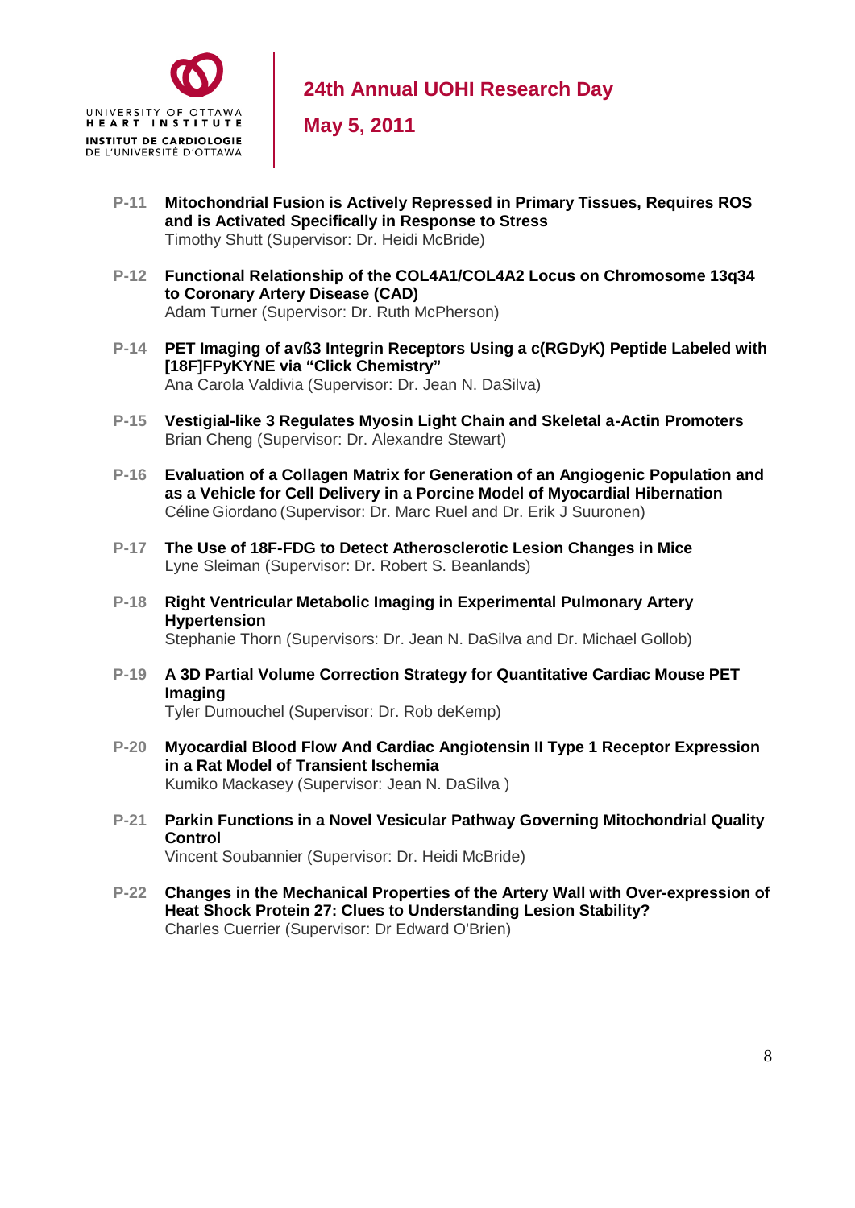- **P-11** **Mitochondrial Fusion is Actively Repressed in Primary Tissues, Requires ROS and is Activated Specifically in Response to Stress**
  Timothy Shutt (Supervisor: Dr. Heidi McBride)

- **P-12** **Functional Relationship of the COL4A1/COL4A2 Locus on Chromosome 13q34 to Coronary Artery Disease (CAD)**
  Adam Turner (Supervisor: Dr. Ruth McPherson)

- **P-14** **PET Imaging of avß3 Integrin Receptors Using a c(RGDyK) Peptide Labeled with [18F]FPyKYNE via "Click Chemistry"**
  Ana Carola Valdivia (Supervisor: Dr. Jean N. DaSilva)

- **P-15** **Vestigial-like 3 Regulates Myosin Light Chain and Skeletal a-Actin Promoters**
  Brian Cheng (Supervisor: Dr. Alexandre Stewart)

- **P-16** **Evaluation of a Collagen Matrix for Generation of an Angiogenic Population and as a Vehicle for Cell Delivery in a Porcine Model of Myocardial Hibernation**
  Céline Giordano (Supervisor: Dr. Marc Ruel and Dr. Erik J Suuronen)

- **P-17** **The Use of 18F-FDG to Detect Atherosclerotic Lesion Changes in Mice**
  Lyne Sleiman (Supervisor: Dr. Robert S. Beanlands)

- **P-18** **Right Ventricular Metabolic Imaging in Experimental Pulmonary Artery Hypertension**
  Stephanie Thorn (Supervisors: Dr. Jean N. DaSilva and Dr. Michael Gollob)

- **P-19** **A 3D Partial Volume Correction Strategy for Quantitative Cardiac Mouse PET Imaging**
  Tyler Dumouchel (Supervisor: Dr. Rob deKemp)

- **P-20** **Myocardial Blood Flow And Cardiac Angiotensin II Type 1 Receptor Expression in a Rat Model of Transient Ischemia**
  Kumiko Mackasey (Supervisor: Jean N. DaSilva )

- **P-21** **Parkin Functions in a Novel Vesicular Pathway Governing Mitochondrial Quality Control**
  Vincent Soubannier (Supervisor: Dr. Heidi McBride)

- **P-22** **Changes in the Mechanical Properties of the Artery Wall with Over-expression of Heat Shock Protein 27: Clues to Understanding Lesion Stability?**
  Charles Cuerrier (Supervisor: Dr Edward O'Brien)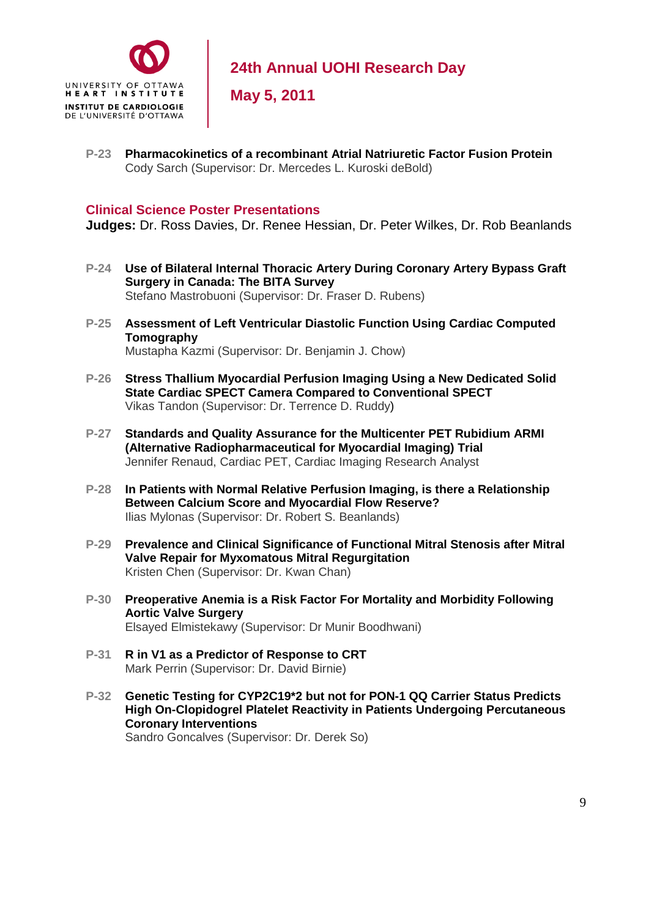- **P-23** **Pharmacokinetics of a recombinant Atrial Natriuretic Factor Fusion Protein**
  Cody Sarch (Supervisor: Dr. Mercedes L. Kuroski deBold)

## Clinical Science Poster Presentations

**Judges:** Dr. Ross Davies, Dr. Renee Hessian, Dr. Peter Wilkes, Dr. Rob Beanlands

- **P-24** **Use of Bilateral Internal Thoracic Artery During Coronary Artery Bypass Graft Surgery in Canada: The BITA Survey**
  Stefano Mastrobuoni (Supervisor: Dr. Fraser D. Rubens)

- **P-25** **Assessment of Left Ventricular Diastolic Function Using Cardiac Computed Tomography**
  Mustapha Kazmi (Supervisor: Dr. Benjamin J. Chow)

- **P-26** **Stress Thallium Myocardial Perfusion Imaging Using a New Dedicated Solid State Cardiac SPECT Camera Compared to Conventional SPECT**
  Vikas Tandon (Supervisor: Dr. Terrence D. Ruddy)

- **P-27** **Standards and Quality Assurance for the Multicenter PET Rubidium ARMI (Alternative Radiopharmaceutical for Myocardial Imaging) Trial**
  Jennifer Renaud, Cardiac PET, Cardiac Imaging Research Analyst

- **P-28** **In Patients with Normal Relative Perfusion Imaging, is there a Relationship Between Calcium Score and Myocardial Flow Reserve?**
  Ilias Mylonas (Supervisor: Dr. Robert S. Beanlands)

- **P-29** **Prevalence and Clinical Significance of Functional Mitral Stenosis after Mitral Valve Repair for Myxomatous Mitral Regurgitation**
  Kristen Chen (Supervisor: Dr. Kwan Chan)

- **P-30** **Preoperative Anemia is a Risk Factor For Mortality and Morbidity Following Aortic Valve Surgery**
  Elsayed Elmistekawy (Supervisor: Dr Munir Boodhwani)

- **P-31** **R in V1 as a Predictor of Response to CRT**
  Mark Perrin (Supervisor: Dr. David Birnie)

- **P-32** **Genetic Testing for CYP2C19*2 but not for PON-1 QQ Carrier Status Predicts High On-Clopidogrel Platelet Reactivity in Patients Undergoing Percutaneous Coronary Interventions**
  Sandro Goncalves (Supervisor: Dr. Derek So)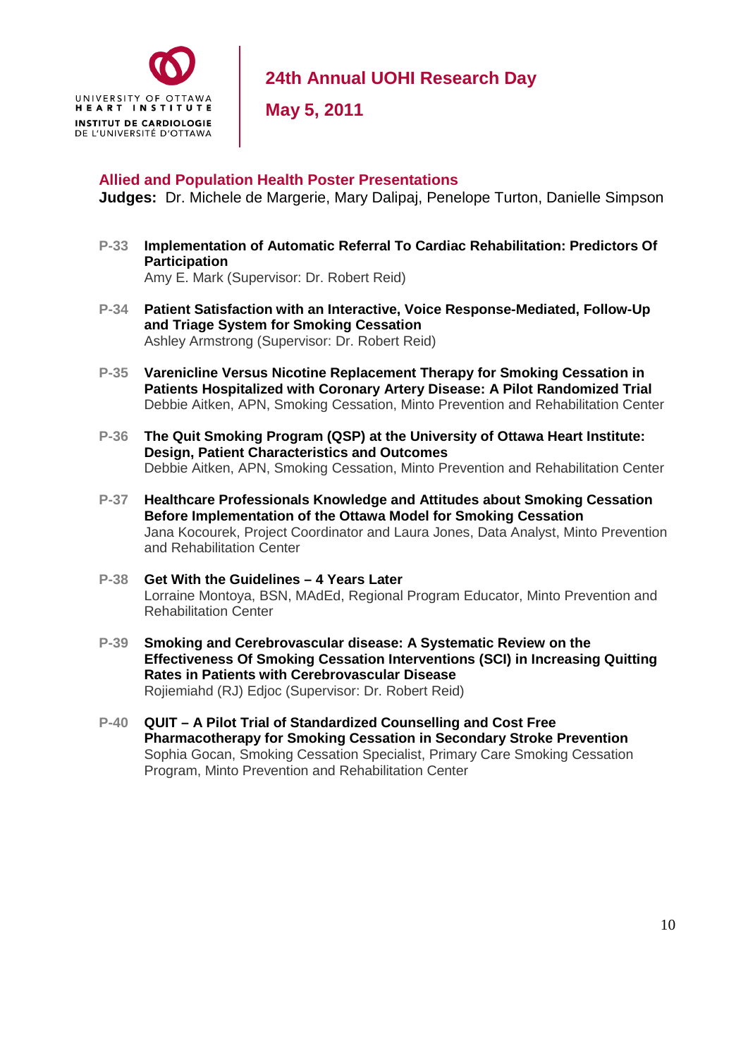UNIVERSITY OF OTTAWA HEART INSTITUTE
INSTITUT DE CARDIOLOGIE DE L'UNIVERSITÉ D'OTTAWA

# 24th Annual UOHI Research Day

## May 5, 2011

### Allied and Population Health Poster Presentations

**Judges:** Dr. Michele de Margerie, Mary Dalipaj, Penelope Turton, Danielle Simpson

**P-33** **Implementation of Automatic Referral To Cardiac Rehabilitation: Predictors Of Participation**
Amy E. Mark (Supervisor: Dr. Robert Reid)

**P-34** **Patient Satisfaction with an Interactive, Voice Response-Mediated, Follow-Up and Triage System for Smoking Cessation**
Ashley Armstrong (Supervisor: Dr. Robert Reid)

**P-35** **Varenicline Versus Nicotine Replacement Therapy for Smoking Cessation in Patients Hospitalized with Coronary Artery Disease: A Pilot Randomized Trial**
Debbie Aitken, APN, Smoking Cessation, Minto Prevention and Rehabilitation Center

**P-36** **The Quit Smoking Program (QSP) at the University of Ottawa Heart Institute: Design, Patient Characteristics and Outcomes**
Debbie Aitken, APN, Smoking Cessation, Minto Prevention and Rehabilitation Center

**P-37** **Healthcare Professionals Knowledge and Attitudes about Smoking Cessation Before Implementation of the Ottawa Model for Smoking Cessation**
Jana Kocourek, Project Coordinator and Laura Jones, Data Analyst, Minto Prevention and Rehabilitation Center

**P-38** **Get With the Guidelines – 4 Years Later**
Lorraine Montoya, BSN, MAdEd, Regional Program Educator, Minto Prevention and Rehabilitation Center

**P-39** **Smoking and Cerebrovascular disease: A Systematic Review on the Effectiveness Of Smoking Cessation Interventions (SCI) in Increasing Quitting Rates in Patients with Cerebrovascular Disease**
Rojiemiahd (RJ) Edjoc (Supervisor: Dr. Robert Reid)

**P-40** **QUIT – A Pilot Trial of Standardized Counselling and Cost Free Pharmacotherapy for Smoking Cessation in Secondary Stroke Prevention**
Sophia Gocan, Smoking Cessation Specialist, Primary Care Smoking Cessation Program, Minto Prevention and Rehabilitation Center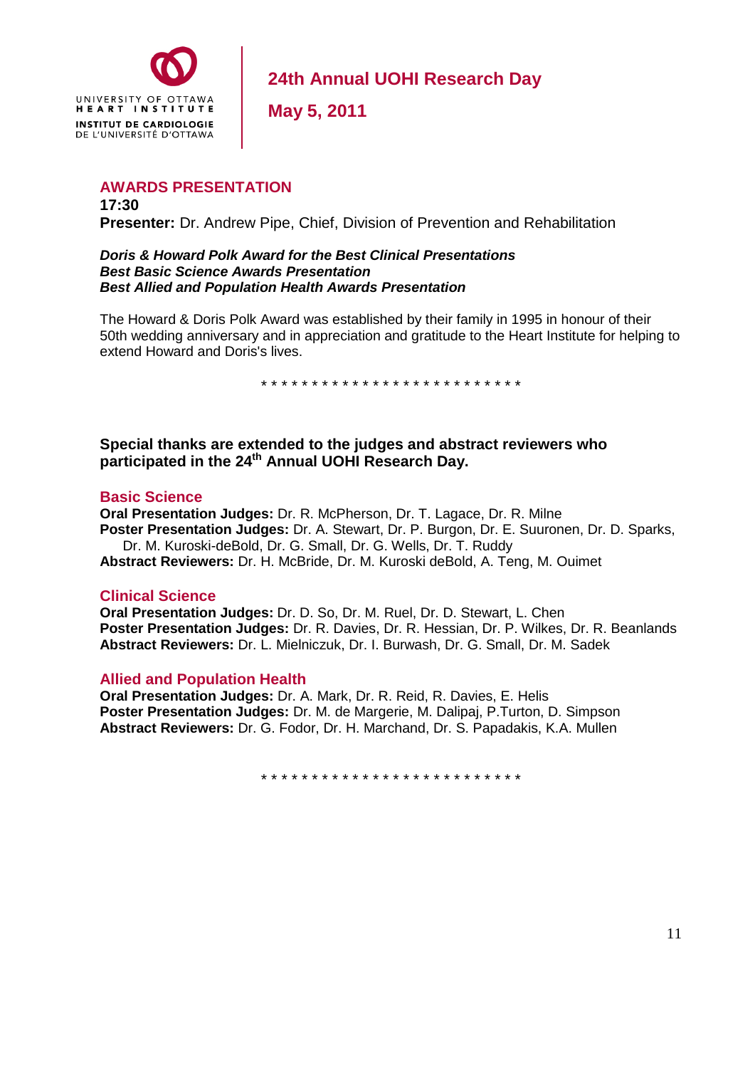# AWARDS PRESENTATION

**17:30**

**Presenter:** Dr. Andrew Pipe, Chief, Division of Prevention and Rehabilitation

***Doris & Howard Polk Award for the Best Clinical Presentations***
***Best Basic Science Awards Presentation***
***Best Allied and Population Health Awards Presentation***

The Howard & Doris Polk Award was established by their family in 1995 in honour of their 50th wedding anniversary and in appreciation and gratitude to the Heart Institute for helping to extend Howard and Doris's lives.

\* \* \* \* \* \* \* \* \* \* \* \* \* \* \* \* \* \* \* \* \* \* \* \* \* \*

**Special thanks are extended to the judges and abstract reviewers who participated in the 24th Annual UOHI Research Day.**

## Basic Science

**Oral Presentation Judges:** Dr. R. McPherson, Dr. T. Lagace, Dr. R. Milne
**Poster Presentation Judges:** Dr. A. Stewart, Dr. P. Burgon, Dr. E. Suuronen, Dr. D. Sparks, Dr. M. Kuroski-deBold, Dr. G. Small, Dr. G. Wells, Dr. T. Ruddy
**Abstract Reviewers:** Dr. H. McBride, Dr. M. Kuroski deBold, A. Teng, M. Ouimet

## Clinical Science

**Oral Presentation Judges:** Dr. D. So, Dr. M. Ruel, Dr. D. Stewart, L. Chen
**Poster Presentation Judges:** Dr. R. Davies, Dr. R. Hessian, Dr. P. Wilkes, Dr. R. Beanlands
**Abstract Reviewers:** Dr. L. Mielniczuk, Dr. I. Burwash, Dr. G. Small, Dr. M. Sadek

## Allied and Population Health

**Oral Presentation Judges:** Dr. A. Mark, Dr. R. Reid, R. Davies, E. Helis
**Poster Presentation Judges:** Dr. M. de Margerie, M. Dalipaj, P.Turton, D. Simpson
**Abstract Reviewers:** Dr. G. Fodor, Dr. H. Marchand, Dr. S. Papadakis, K.A. Mullen

\* \* \* \* \* \* \* \* \* \* \* \* \* \* \* \* \* \* \* \* \* \* \* \* \* \*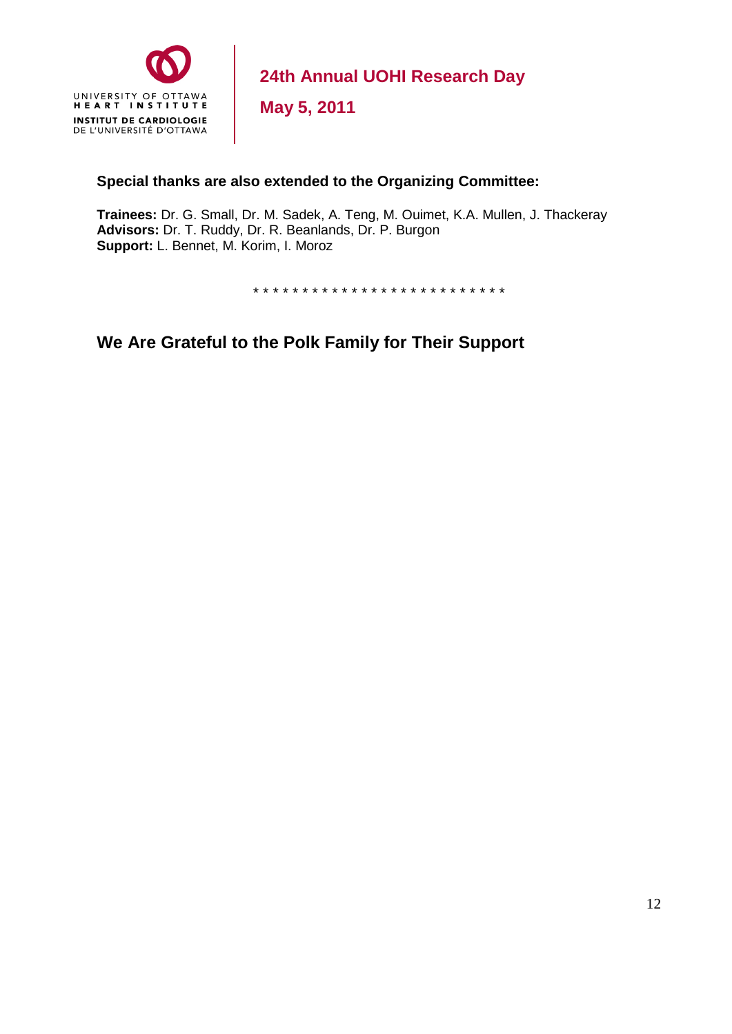**Special thanks are also extended to the Organizing Committee:**

**Trainees:** Dr. G. Small, Dr. M. Sadek, A. Teng, M. Ouimet, K.A. Mullen, J. Thackeray
**Advisors:** Dr. T. Ruddy, Dr. R. Beanlands, Dr. P. Burgon
**Support:** L. Bennet, M. Korim, I. Moroz

* * * * * * * * * * * * * * * * * * * * * * * * * *

## We Are Grateful to the Polk Family for Their Support